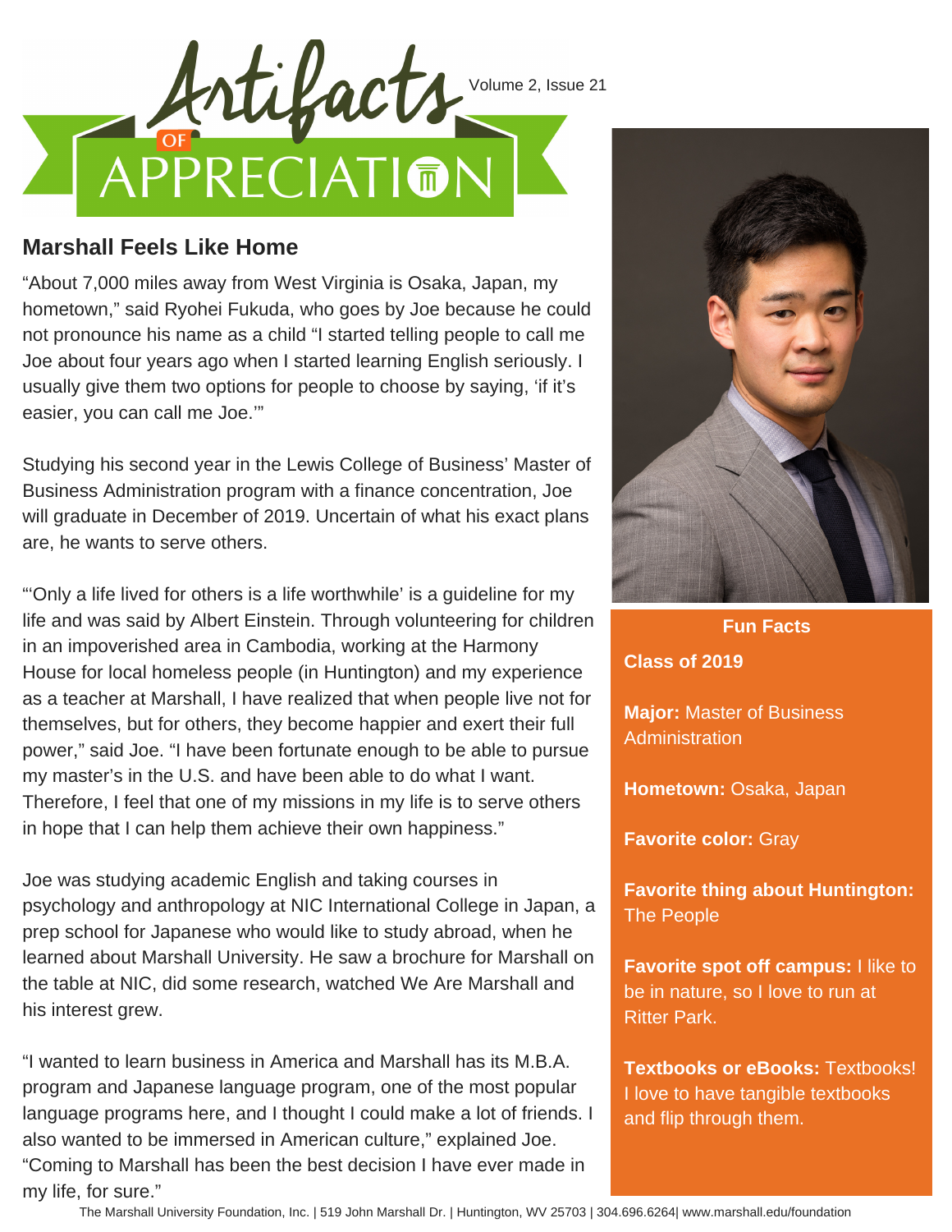# Artifacts of Appreciation

Volume 2, Issue 21

## Marshall Feels Like Home

"About 7,000 miles away from West Virginia is Osaka, Japan, my hometown," said Ryohei Fukuda, who goes by Joe because he could not pronounce his name as a child "I started telling people to call me Joe about four years ago when I started learning English seriously. I usually give them two options for people to choose by saying, 'if it's easier, you can call me Joe.'"

Studying his second year in the Lewis College of Business' Master of Business Administration program with a finance concentration, Joe will graduate in December of 2019. Uncertain of what his exact plans are, he wants to serve others.

"'Only a life lived for others is a life worthwhile' is a guideline for my life and was said by Albert Einstein. Through volunteering for children in an impoverished area in Cambodia, working at the Harmony House for local homeless people (in Huntington) and my experience as a teacher at Marshall, I have realized that when people live not for themselves, but for others, they become happier and exert their full power," said Joe. "I have been fortunate enough to be able to pursue my master's in the U.S. and have been able to do what I want. Therefore, I feel that one of my missions in my life is to serve others in hope that I can help them achieve their own happiness."

Joe was studying academic English and taking courses in psychology and anthropology at NIC International College in Japan, a prep school for Japanese who would like to study abroad, when he learned about Marshall University. He saw a brochure for Marshall on the table at NIC, did some research, watched We Are Marshall and his interest grew.

"I wanted to learn business in America and Marshall has its M.B.A. program and Japanese language program, one of the most popular language programs here, and I thought I could make a lot of friends. I also wanted to be immersed in American culture," explained Joe. "Coming to Marshall has been the best decision I have ever made in my life, for sure."

### Fun Facts

**Class of 2019**

**Major:** Master of Business Administration

**Hometown:** Osaka, Japan

**Favorite color:** Gray

**Favorite thing about Huntington:** The People

**Favorite spot off campus:** I like to be in nature, so I love to run at Ritter Park.

**Textbooks or eBooks:** Textbooks! I love to have tangible textbooks and flip through them.

The Marshall University Foundation, Inc. | 519 John Marshall Dr. | Huntington, WV 25703 | 304.696.6264| www.marshall.edu/foundation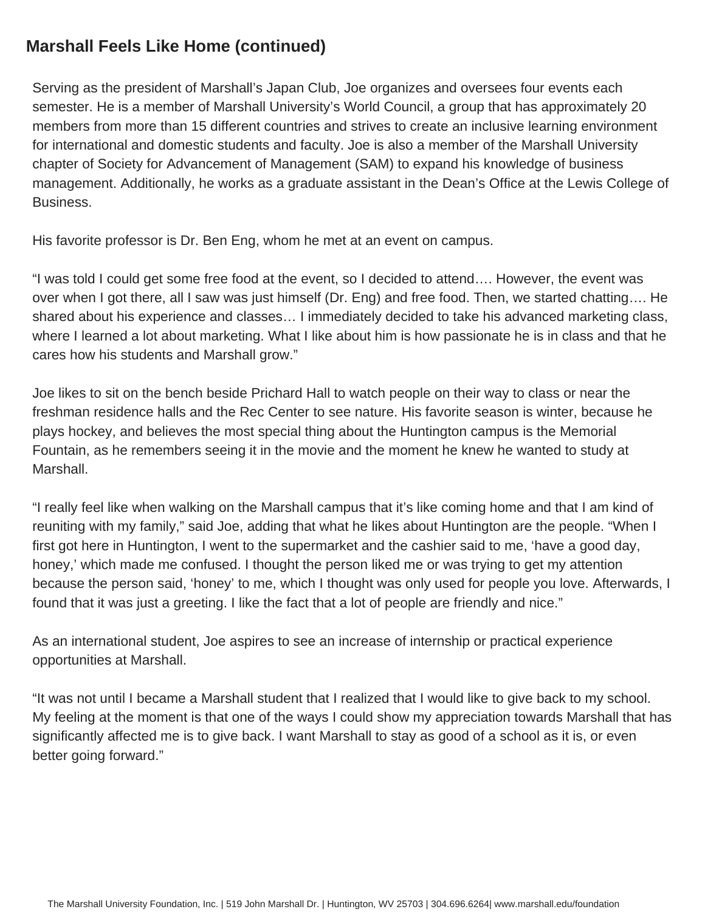## Marshall Feels Like Home (continued)

Serving as the president of Marshall's Japan Club, Joe organizes and oversees four events each semester. He is a member of Marshall University's World Council, a group that has approximately 20 members from more than 15 different countries and strives to create an inclusive learning environment for international and domestic students and faculty. Joe is also a member of the Marshall University chapter of Society for Advancement of Management (SAM) to expand his knowledge of business management. Additionally, he works as a graduate assistant in the Dean's Office at the Lewis College of Business.

His favorite professor is Dr. Ben Eng, whom he met at an event on campus.

"I was told I could get some free food at the event, so I decided to attend…. However, the event was over when I got there, all I saw was just himself (Dr. Eng) and free food. Then, we started chatting…. He shared about his experience and classes… I immediately decided to take his advanced marketing class, where I learned a lot about marketing. What I like about him is how passionate he is in class and that he cares how his students and Marshall grow."

Joe likes to sit on the bench beside Prichard Hall to watch people on their way to class or near the freshman residence halls and the Rec Center to see nature. His favorite season is winter, because he plays hockey, and believes the most special thing about the Huntington campus is the Memorial Fountain, as he remembers seeing it in the movie and the moment he knew he wanted to study at Marshall.

"I really feel like when walking on the Marshall campus that it's like coming home and that I am kind of reuniting with my family," said Joe, adding that what he likes about Huntington are the people. "When I first got here in Huntington, I went to the supermarket and the cashier said to me, 'have a good day, honey,' which made me confused. I thought the person liked me or was trying to get my attention because the person said, 'honey' to me, which I thought was only used for people you love. Afterwards, I found that it was just a greeting. I like the fact that a lot of people are friendly and nice."

As an international student, Joe aspires to see an increase of internship or practical experience opportunities at Marshall.

"It was not until I became a Marshall student that I realized that I would like to give back to my school. My feeling at the moment is that one of the ways I could show my appreciation towards Marshall that has significantly affected me is to give back. I want Marshall to stay as good of a school as it is, or even better going forward."